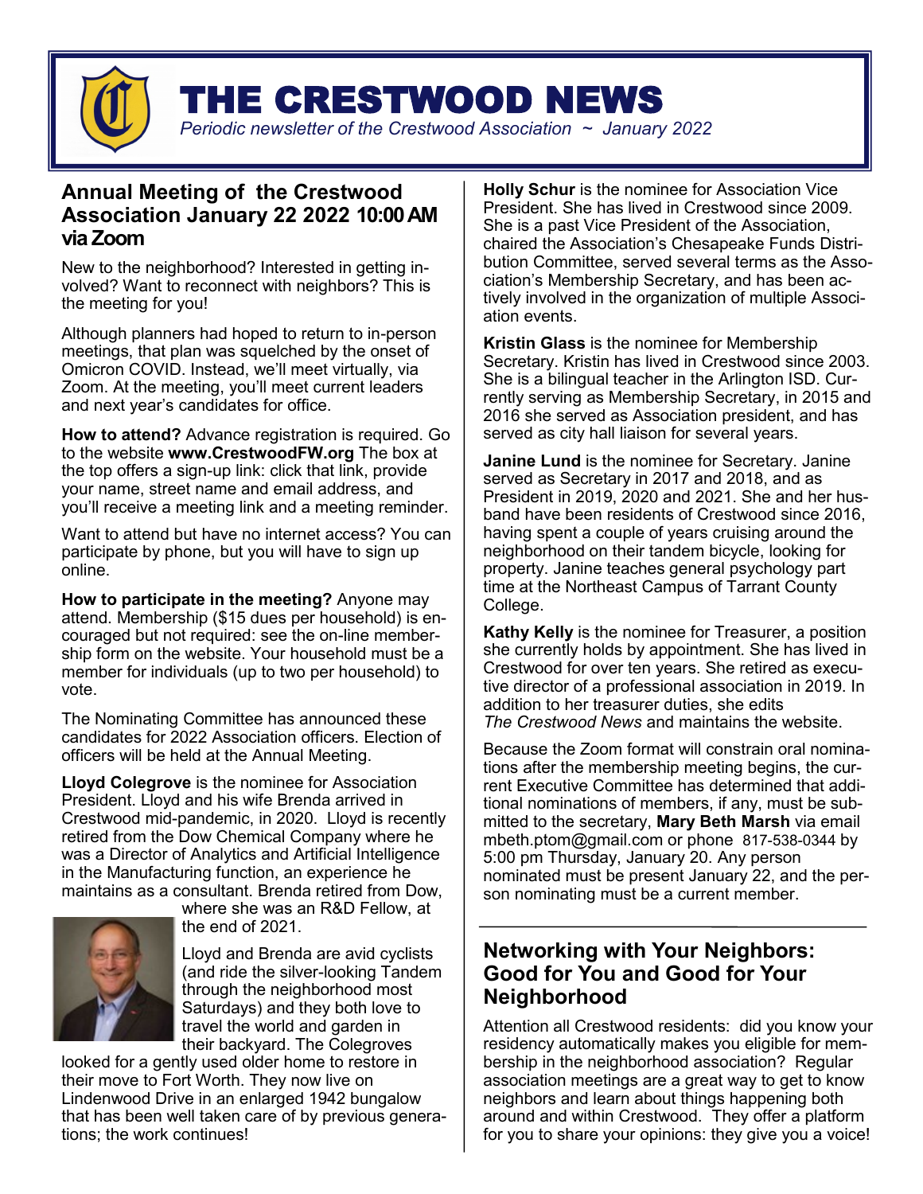# THE CRESTWOOD NEWS

*Periodic newsletter of the Crestwood Association ~ January 2022*

## Annual Meeting of the Crestwood Association January 22 2022 10:00 AM via Zoom

New to the neighborhood? Interested in getting involved? Want to reconnect with neighbors? This is the meeting for you!

Although planners had hoped to return to in-person meetings, that plan was squelched by the onset of Omicron COVID. Instead, we'll meet virtually, via Zoom. At the meeting, you'll meet current leaders and next year's candidates for office.

**How to attend?** Advance registration is required. Go to the website **www.CrestwoodFW.org** The box at the top offers a sign-up link: click that link, provide your name, street name and email address, and you'll receive a meeting link and a meeting reminder.

Want to attend but have no internet access? You can participate by phone, but you will have to sign up online.

**How to participate in the meeting?** Anyone may attend. Membership ($15 dues per household) is encouraged but not required: see the on-line membership form on the website. Your household must be a member for individuals (up to two per household) to vote.

The Nominating Committee has announced these candidates for 2022 Association officers. Election of officers will be held at the Annual Meeting.

**Lloyd Colegrove** is the nominee for Association President. Lloyd and his wife Brenda arrived in Crestwood mid-pandemic, in 2020. Lloyd is recently retired from the Dow Chemical Company where he was a Director of Analytics and Artificial Intelligence in the Manufacturing function, an experience he maintains as a consultant. Brenda retired from Dow, where she was an R&D Fellow, at the end of 2021.

Lloyd and Brenda are avid cyclists (and ride the silver-looking Tandem through the neighborhood most Saturdays) and they both love to travel the world and garden in their backyard. The Colegroves looked for a gently used older home to restore in their move to Fort Worth. They now live on Lindenwood Drive in an enlarged 1942 bungalow that has been well taken care of by previous generations; the work continues!

**Holly Schur** is the nominee for Association Vice President. She has lived in Crestwood since 2009. She is a past Vice President of the Association, chaired the Association's Chesapeake Funds Distribution Committee, served several terms as the Association's Membership Secretary, and has been actively involved in the organization of multiple Association events.

**Kristin Glass** is the nominee for Membership Secretary. Kristin has lived in Crestwood since 2003. She is a bilingual teacher in the Arlington ISD. Currently serving as Membership Secretary, in 2015 and 2016 she served as Association president, and has served as city hall liaison for several years.

**Janine Lund** is the nominee for Secretary. Janine served as Secretary in 2017 and 2018, and as President in 2019, 2020 and 2021. She and her husband have been residents of Crestwood since 2016, having spent a couple of years cruising around the neighborhood on their tandem bicycle, looking for property. Janine teaches general psychology part time at the Northeast Campus of Tarrant County College.

**Kathy Kelly** is the nominee for Treasurer, a position she currently holds by appointment. She has lived in Crestwood for over ten years. She retired as executive director of a professional association in 2019. In addition to her treasurer duties, she edits *The Crestwood News* and maintains the website.

Because the Zoom format will constrain oral nominations after the membership meeting begins, the current Executive Committee has determined that additional nominations of members, if any, must be submitted to the secretary, **Mary Beth Marsh** via email mbeth.ptom@gmail.com or phone 817-538-0344 by 5:00 pm Thursday, January 20. Any person nominated must be present January 22, and the person nominating must be a current member.

## Networking with Your Neighbors: Good for You and Good for Your Neighborhood

Attention all Crestwood residents: did you know your residency automatically makes you eligible for membership in the neighborhood association? Regular association meetings are a great way to get to know neighbors and learn about things happening both around and within Crestwood. They offer a platform for you to share your opinions: they give you a voice!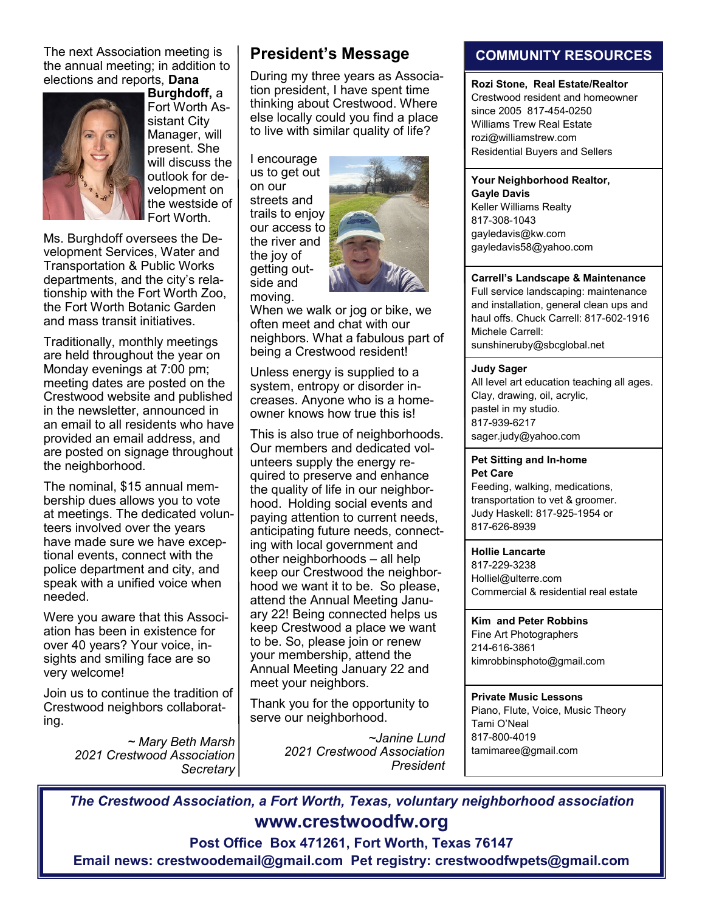The next Association meeting is the annual meeting; in addition to elections and reports, **Dana Burghdoff,** a Fort Worth Assistant City Manager, will present. She will discuss the outlook for development on the westside of Fort Worth.

Ms. Burghdoff oversees the Development Services, Water and Transportation & Public Works departments, and the city's relationship with the Fort Worth Zoo, the Fort Worth Botanic Garden and mass transit initiatives.

Traditionally, monthly meetings are held throughout the year on Monday evenings at 7:00 pm; meeting dates are posted on the Crestwood website and published in the newsletter, announced in an email to all residents who have provided an email address, and are posted on signage throughout the neighborhood.

The nominal, $15 annual membership dues allows you to vote at meetings. The dedicated volunteers involved over the years have made sure we have exceptional events, connect with the police department and city, and speak with a unified voice when needed.

Were you aware that this Association has been in existence for over 40 years? Your voice, insights and smiling face are so very welcome!

Join us to continue the tradition of Crestwood neighbors collaborating.

*~ Mary Beth Marsh*
*2021 Crestwood Association Secretary*

## President's Message

During my three years as Association president, I have spent time thinking about Crestwood. Where else locally could you find a place to live with similar quality of life?

I encourage us to get out on our streets and trails to enjoy our access to the river and the joy of getting outside and moving. When we walk or jog or bike, we often meet and chat with our neighbors. What a fabulous part of being a Crestwood resident!

Unless energy is supplied to a system, entropy or disorder increases. Anyone who is a homeowner knows how true this is!

This is also true of neighborhoods. Our members and dedicated volunteers supply the energy required to preserve and enhance the quality of life in our neighborhood. Holding social events and paying attention to current needs, anticipating future needs, connecting with local government and other neighborhoods – all help keep our Crestwood the neighborhood we want it to be. So please, attend the Annual Meeting January 22! Being connected helps us keep Crestwood a place we want to be. So, please join or renew your membership, attend the Annual Meeting January 22 and meet your neighbors.

Thank you for the opportunity to serve our neighborhood.

*~Janine Lund*
*2021 Crestwood Association President*

## COMMUNITY RESOURCES

**Rozi Stone, Real Estate/Realtor**
Crestwood resident and homeowner since 2005 817-454-0250
Williams Trew Real Estate
rozi@williamstrew.com
Residential Buyers and Sellers

**Your Neighborhood Realtor, Gayle Davis**
Keller Williams Realty
817-308-1043
gayledavis@kw.com
gayledavis58@yahoo.com

**Carrell's Landscape & Maintenance**
Full service landscaping: maintenance and installation, general clean ups and haul offs. Chuck Carrell: 817-602-1916
Michele Carrell:
sunshineruby@sbcglobal.net

**Judy Sager**
All level art education teaching all ages. Clay, drawing, oil, acrylic, pastel in my studio.
817-939-6217
sager.judy@yahoo.com

**Pet Sitting and In-home Pet Care**
Feeding, walking, medications, transportation to vet & groomer.
Judy Haskell: 817-925-1954 or 817-626-8939

**Hollie Lancarte**
817-229-3238
Holliel@ulterre.com
Commercial & residential real estate

**Kim and Peter Robbins**
Fine Art Photographers
214-616-3861
kimrobbinsphoto@gmail.com

**Private Music Lessons**
Piano, Flute, Voice, Music Theory
Tami O'Neal
817-800-4019
tamimaree@gmail.com

***The Crestwood Association, a Fort Worth, Texas, voluntary neighborhood association***

**www.crestwoodfw.org**

**Post Office Box 471261, Fort Worth, Texas 76147**

**Email news: crestwoodemail@gmail.com Pet registry: crestwoodfwpets@gmail.com**